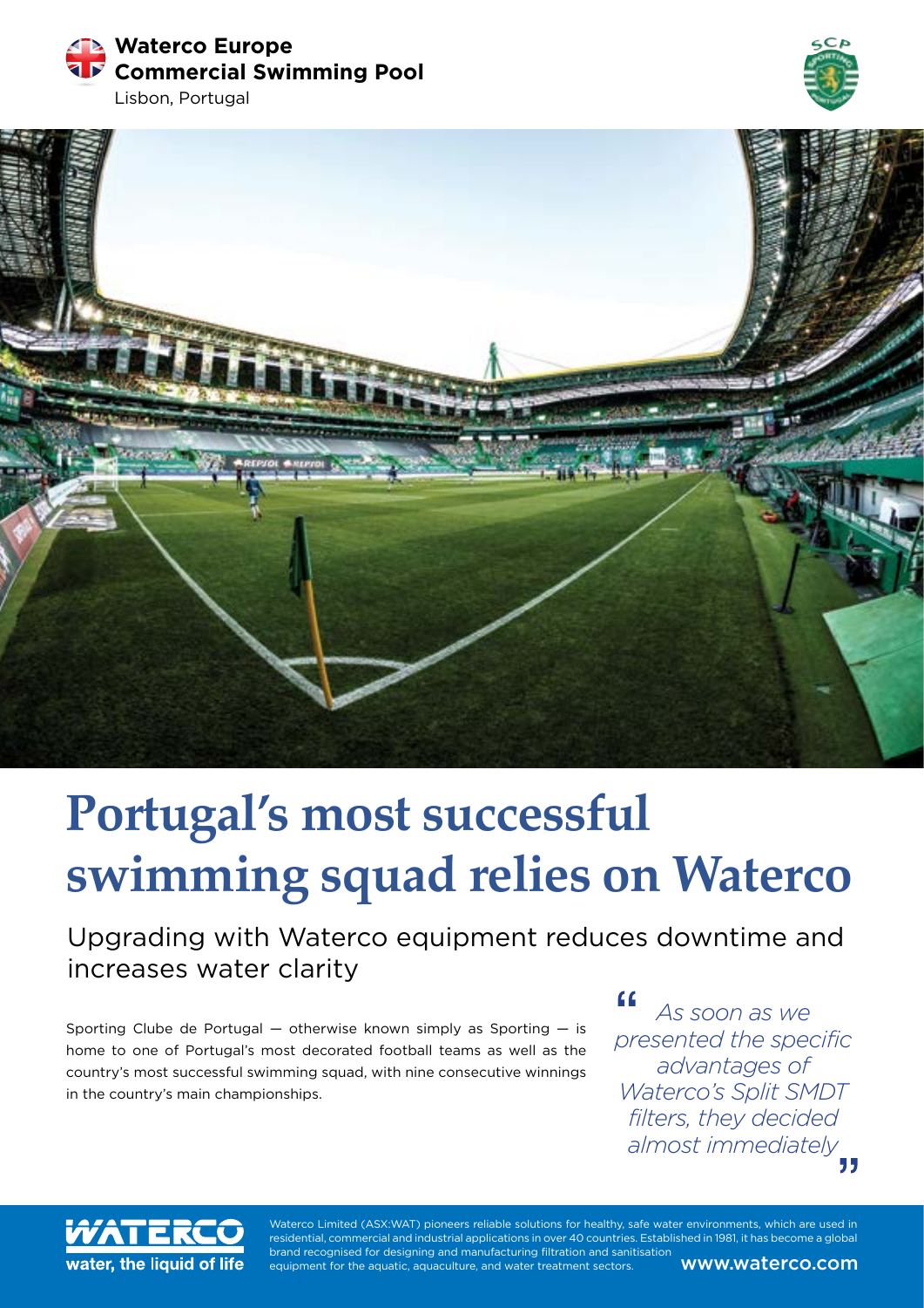Waterco Europe
**Commercial Swimming Pool**
Lisbon, Portugal

# Portugal's most successful swimming squad relies on Waterco

## Upgrading with Waterco equipment reduces downtime and increases water clarity

Sporting Clube de Portugal — otherwise known simply as Sporting — is home to one of Portugal's most decorated football teams as well as the country's most successful swimming squad, with nine consecutive winnings in the country's main championships.

> *"As soon as we presented the specific advantages of Waterco's Split SMDT filters, they decided almost immediately"*

**water, the liquid of life**

Waterco Limited (ASX:WAT) pioneers reliable solutions for healthy, safe water environments, which are used in residential, commercial and industrial applications in over 40 countries. Established in 1981, it has become a global brand recognised for designing and manufacturing filtration and sanitisation equipment for the aquatic, aquaculture, and water treatment sectors.

**www.waterco.com**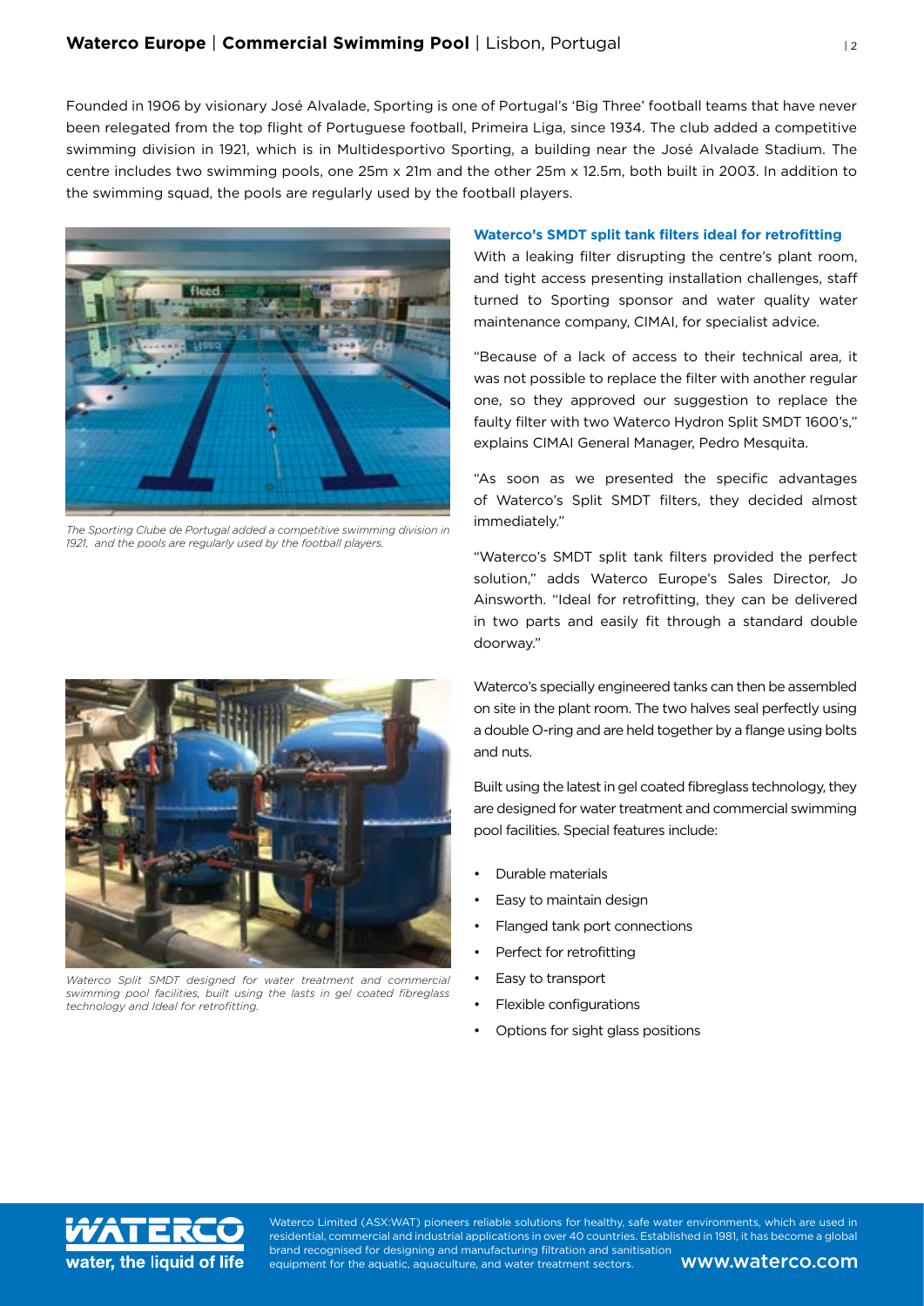Founded in 1906 by visionary José Alvalade, Sporting is one of Portugal's 'Big Three' football teams that have never been relegated from the top flight of Portuguese football, Primeira Liga, since 1934. The club added a competitive swimming division in 1921, which is in Multidesportivo Sporting, a building near the José Alvalade Stadium. The centre includes two swimming pools, one 25m x 21m and the other 25m x 12.5m, both built in 2003. In addition to the swimming squad, the pools are regularly used by the football players.

*The Sporting Clube de Portugal added a competitive swimming division in 1921, and the pools are regularly used by the football players.*

### Waterco's SMDT split tank filters ideal for retrofitting

With a leaking filter disrupting the centre's plant room, and tight access presenting installation challenges, staff turned to Sporting sponsor and water quality water maintenance company, CIMAI, for specialist advice.

"Because of a lack of access to their technical area, it was not possible to replace the filter with another regular one, so they approved our suggestion to replace the faulty filter with two Waterco Hydron Split SMDT 1600's," explains CIMAI General Manager, Pedro Mesquita.

"As soon as we presented the specific advantages of Waterco's Split SMDT filters, they decided almost immediately."

"Waterco's SMDT split tank filters provided the perfect solution," adds Waterco Europe's Sales Director, Jo Ainsworth. "Ideal for retrofitting, they can be delivered in two parts and easily fit through a standard double doorway."

Waterco's specially engineered tanks can then be assembled on site in the plant room. The two halves seal perfectly using a double O-ring and are held together by a flange using bolts and nuts.

Built using the latest in gel coated fibreglass technology, they are designed for water treatment and commercial swimming pool facilities. Special features include:

- Durable materials
- Easy to maintain design
- Flanged tank port connections
- Perfect for retrofitting
- Easy to transport
- Flexible configurations
- Options for sight glass positions

*Waterco Split SMDT designed for water treatment and commercial swimming pool facilities, built using the lasts in gel coated fibreglass technology and Ideal for retrofitting.*

Waterco Limited (ASX:WAT) pioneers reliable solutions for healthy, safe water environments, which are used in residential, commercial and industrial applications in over 40 countries. Established in 1981, it has become a global brand recognised for designing and manufacturing filtration and sanitisation equipment for the aquatic, aquaculture, and water treatment sectors.

**www.waterco.com**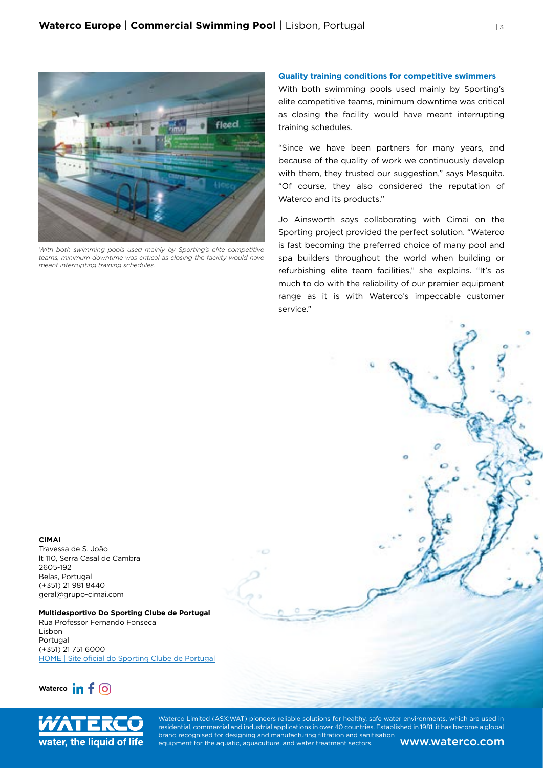*With both swimming pools used mainly by Sporting's elite competitive teams, minimum downtime was critical as closing the facility would have meant interrupting training schedules.*

### Quality training conditions for competitive swimmers

With both swimming pools used mainly by Sporting's elite competitive teams, minimum downtime was critical as closing the facility would have meant interrupting training schedules.

"Since we have been partners for many years, and because of the quality of work we continuously develop with them, they trusted our suggestion," says Mesquita. "Of course, they also considered the reputation of Waterco and its products."

Jo Ainsworth says collaborating with Cimai on the Sporting project provided the perfect solution. "Waterco is fast becoming the preferred choice of many pool and spa builders throughout the world when building or refurbishing elite team facilities," she explains. "It's as much to do with the reliability of our premier equipment range as it is with Waterco's impeccable customer service."

**CIMAI**
Travessa de S. João
lt 110, Serra Casal de Cambra
2605-192
Belas, Portugal
(+351) 21 981 8440
geral@grupo-cimai.com

**Multidesportivo Do Sporting Clube de Portugal**
Rua Professor Fernando Fonseca
Lisbon
Portugal
(+351) 21 751 6000
HOME | Site oficial do Sporting Clube de Portugal

**Waterco**

WATERCO
water, the liquid of life

Waterco Limited (ASX:WAT) pioneers reliable solutions for healthy, safe water environments, which are used in residential, commercial and industrial applications in over 40 countries. Established in 1981, it has become a global brand recognised for designing and manufacturing filtration and sanitisation equipment for the aquatic, aquaculture, and water treatment sectors.

**www.waterco.com**